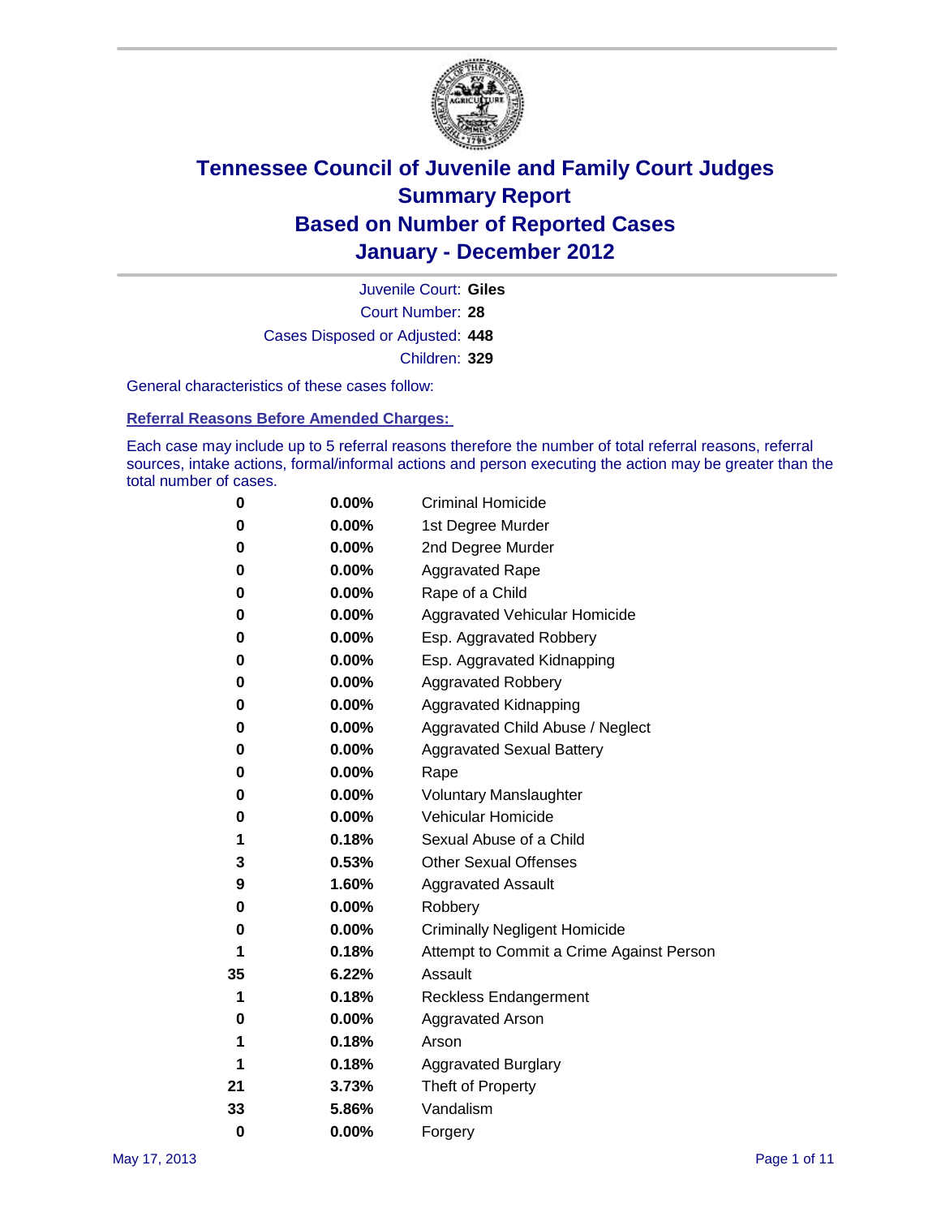# Tennessee Council of Juvenile and Family Court Judges
# Summary Report
# Based on Number of Reported Cases
# January - December 2012

Juvenile Court: **Giles**
Court Number: **28**
Cases Disposed or Adjusted: **448**
Children: **329**

General characteristics of these cases follow:

**Referral Reasons Before Amended Charges:**

Each case may include up to 5 referral reasons therefore the number of total referral reasons, referral sources, intake actions, formal/informal actions and person executing the action may be greater than the total number of cases.

| | | |
|---|---|---|
| 0 | 0.00% | Criminal Homicide |
| 0 | 0.00% | 1st Degree Murder |
| 0 | 0.00% | 2nd Degree Murder |
| 0 | 0.00% | Aggravated Rape |
| 0 | 0.00% | Rape of a Child |
| 0 | 0.00% | Aggravated Vehicular Homicide |
| 0 | 0.00% | Esp. Aggravated Robbery |
| 0 | 0.00% | Esp. Aggravated Kidnapping |
| 0 | 0.00% | Aggravated Robbery |
| 0 | 0.00% | Aggravated Kidnapping |
| 0 | 0.00% | Aggravated Child Abuse / Neglect |
| 0 | 0.00% | Aggravated Sexual Battery |
| 0 | 0.00% | Rape |
| 0 | 0.00% | Voluntary Manslaughter |
| 0 | 0.00% | Vehicular Homicide |
| 1 | 0.18% | Sexual Abuse of a Child |
| 3 | 0.53% | Other Sexual Offenses |
| 9 | 1.60% | Aggravated Assault |
| 0 | 0.00% | Robbery |
| 0 | 0.00% | Criminally Negligent Homicide |
| 1 | 0.18% | Attempt to Commit a Crime Against Person |
| 35 | 6.22% | Assault |
| 1 | 0.18% | Reckless Endangerment |
| 0 | 0.00% | Aggravated Arson |
| 1 | 0.18% | Arson |
| 1 | 0.18% | Aggravated Burglary |
| 21 | 3.73% | Theft of Property |
| 33 | 5.86% | Vandalism |
| 0 | 0.00% | Forgery |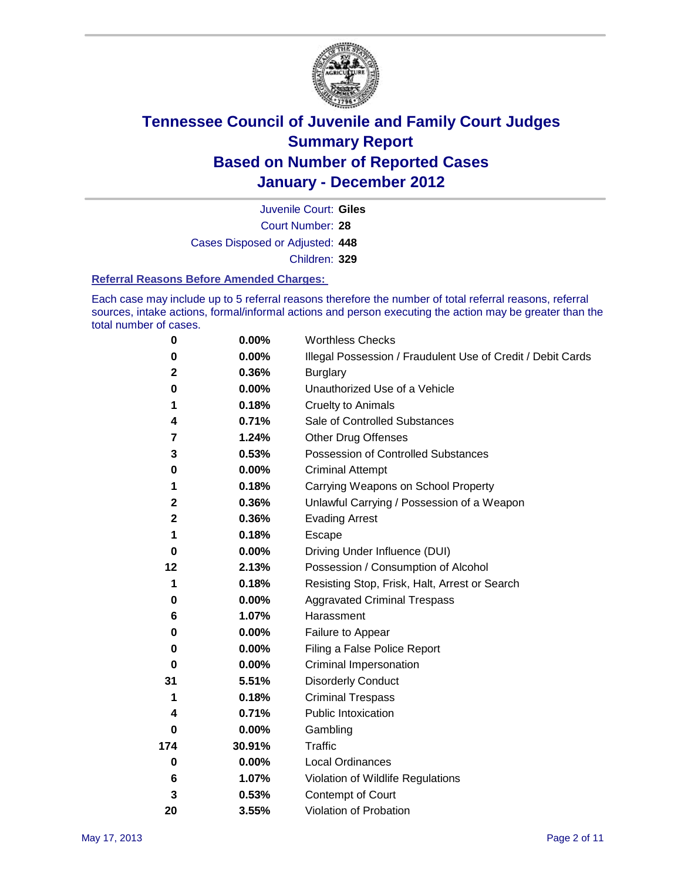# Tennessee Council of Juvenile and Family Court Judges
# Summary Report
# Based on Number of Reported Cases
# January - December 2012

Juvenile Court: **Giles**

Court Number: **28**

Cases Disposed or Adjusted: **448**

Children: **329**

### Referral Reasons Before Amended Charges:

Each case may include up to 5 referral reasons therefore the number of total referral reasons, referral sources, intake actions, formal/informal actions and person executing the action may be greater than the total number of cases.

| | | |
|---|---|---|
| **0** | **0.00%** | Worthless Checks |
| **0** | **0.00%** | Illegal Possession / Fraudulent Use of Credit / Debit Cards |
| **2** | **0.36%** | Burglary |
| **0** | **0.00%** | Unauthorized Use of a Vehicle |
| **1** | **0.18%** | Cruelty to Animals |
| **4** | **0.71%** | Sale of Controlled Substances |
| **7** | **1.24%** | Other Drug Offenses |
| **3** | **0.53%** | Possession of Controlled Substances |
| **0** | **0.00%** | Criminal Attempt |
| **1** | **0.18%** | Carrying Weapons on School Property |
| **2** | **0.36%** | Unlawful Carrying / Possession of a Weapon |
| **2** | **0.36%** | Evading Arrest |
| **1** | **0.18%** | Escape |
| **0** | **0.00%** | Driving Under Influence (DUI) |
| **12** | **2.13%** | Possession / Consumption of Alcohol |
| **1** | **0.18%** | Resisting Stop, Frisk, Halt, Arrest or Search |
| **0** | **0.00%** | Aggravated Criminal Trespass |
| **6** | **1.07%** | Harassment |
| **0** | **0.00%** | Failure to Appear |
| **0** | **0.00%** | Filing a False Police Report |
| **0** | **0.00%** | Criminal Impersonation |
| **31** | **5.51%** | Disorderly Conduct |
| **1** | **0.18%** | Criminal Trespass |
| **4** | **0.71%** | Public Intoxication |
| **0** | **0.00%** | Gambling |
| **174** | **30.91%** | Traffic |
| **0** | **0.00%** | Local Ordinances |
| **6** | **1.07%** | Violation of Wildlife Regulations |
| **3** | **0.53%** | Contempt of Court |
| **20** | **3.55%** | Violation of Probation |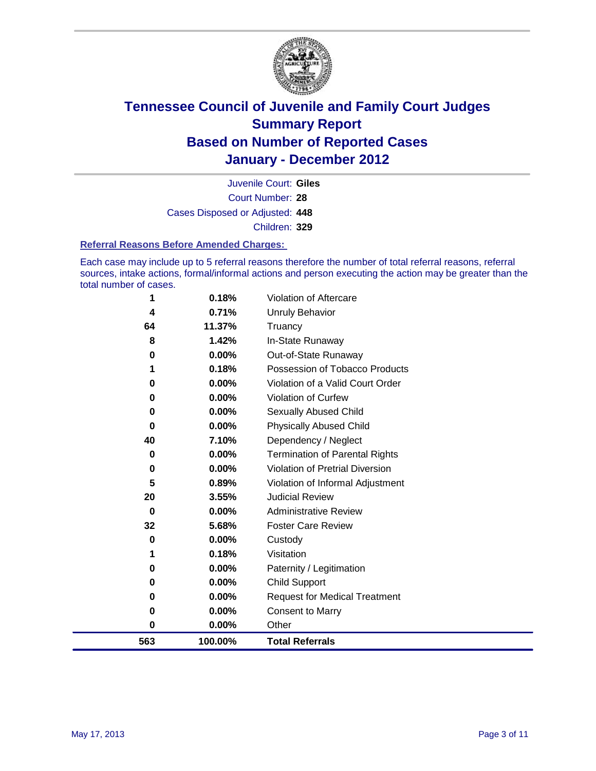# Tennessee Council of Juvenile and Family Court Judges
# Summary Report
# Based on Number of Reported Cases
# January - December 2012

Juvenile Court: **Giles**
Court Number: **28**
Cases Disposed or Adjusted: **448**
Children: **329**

### Referral Reasons Before Amended Charges:

Each case may include up to 5 referral reasons therefore the number of total referral reasons, referral sources, intake actions, formal/informal actions and person executing the action may be greater than the total number of cases.

| | | |
|---|---|---|
| 1 | 0.18% | Violation of Aftercare |
| 4 | 0.71% | Unruly Behavior |
| 64 | 11.37% | Truancy |
| 8 | 1.42% | In-State Runaway |
| 0 | 0.00% | Out-of-State Runaway |
| 1 | 0.18% | Possession of Tobacco Products |
| 0 | 0.00% | Violation of a Valid Court Order |
| 0 | 0.00% | Violation of Curfew |
| 0 | 0.00% | Sexually Abused Child |
| 0 | 0.00% | Physically Abused Child |
| 40 | 7.10% | Dependency / Neglect |
| 0 | 0.00% | Termination of Parental Rights |
| 0 | 0.00% | Violation of Pretrial Diversion |
| 5 | 0.89% | Violation of Informal Adjustment |
| 20 | 3.55% | Judicial Review |
| 0 | 0.00% | Administrative Review |
| 32 | 5.68% | Foster Care Review |
| 0 | 0.00% | Custody |
| 1 | 0.18% | Visitation |
| 0 | 0.00% | Paternity / Legitimation |
| 0 | 0.00% | Child Support |
| 0 | 0.00% | Request for Medical Treatment |
| 0 | 0.00% | Consent to Marry |
| 0 | 0.00% | Other |
| **563** | **100.00%** | **Total Referrals** |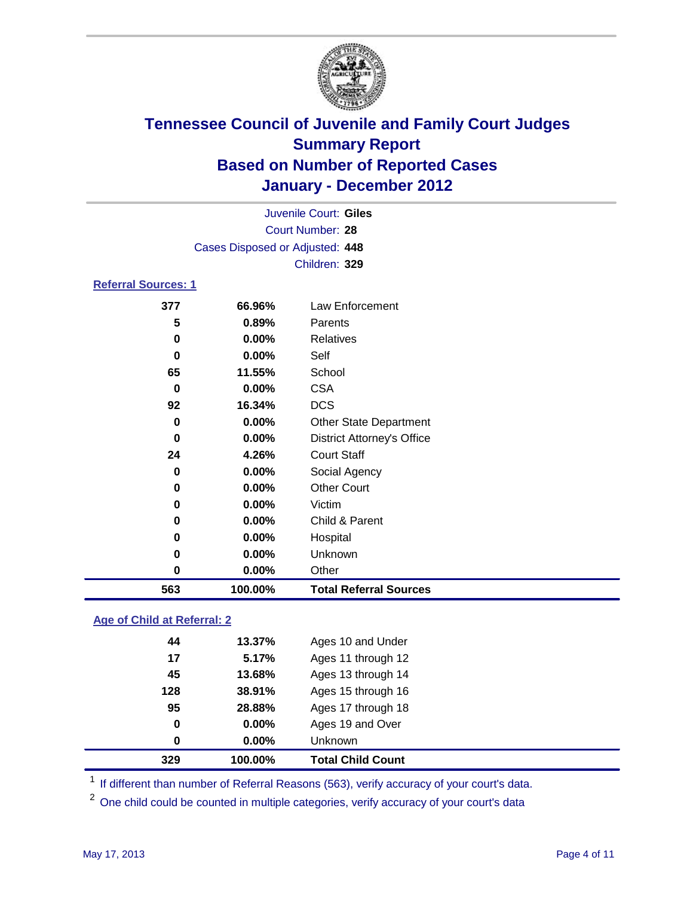# Tennessee Council of Juvenile and Family Court Judges
## Summary Report
## Based on Number of Reported Cases
## January - December 2012

Juvenile Court: **Giles**
Court Number: **28**
Cases Disposed or Adjusted: **448**
Children: **329**

### Referral Sources: 1

| | | |
|---|---|---|
| 377 | 66.96% | Law Enforcement |
| 5 | 0.89% | Parents |
| 0 | 0.00% | Relatives |
| 0 | 0.00% | Self |
| 65 | 11.55% | School |
| 0 | 0.00% | CSA |
| 92 | 16.34% | DCS |
| 0 | 0.00% | Other State Department |
| 0 | 0.00% | District Attorney's Office |
| 24 | 4.26% | Court Staff |
| 0 | 0.00% | Social Agency |
| 0 | 0.00% | Other Court |
| 0 | 0.00% | Victim |
| 0 | 0.00% | Child & Parent |
| 0 | 0.00% | Hospital |
| 0 | 0.00% | Unknown |
| 0 | 0.00% | Other |
| **563** | **100.00%** | **Total Referral Sources** |

### Age of Child at Referral: 2

| | | |
|---|---|---|
| 44 | 13.37% | Ages 10 and Under |
| 17 | 5.17% | Ages 11 through 12 |
| 45 | 13.68% | Ages 13 through 14 |
| 128 | 38.91% | Ages 15 through 16 |
| 95 | 28.88% | Ages 17 through 18 |
| 0 | 0.00% | Ages 19 and Over |
| 0 | 0.00% | Unknown |
| **329** | **100.00%** | **Total Child Count** |

[1] If different than number of Referral Reasons (563), verify accuracy of your court's data.

[2] One child could be counted in multiple categories, verify accuracy of your court's data

May 17, 2013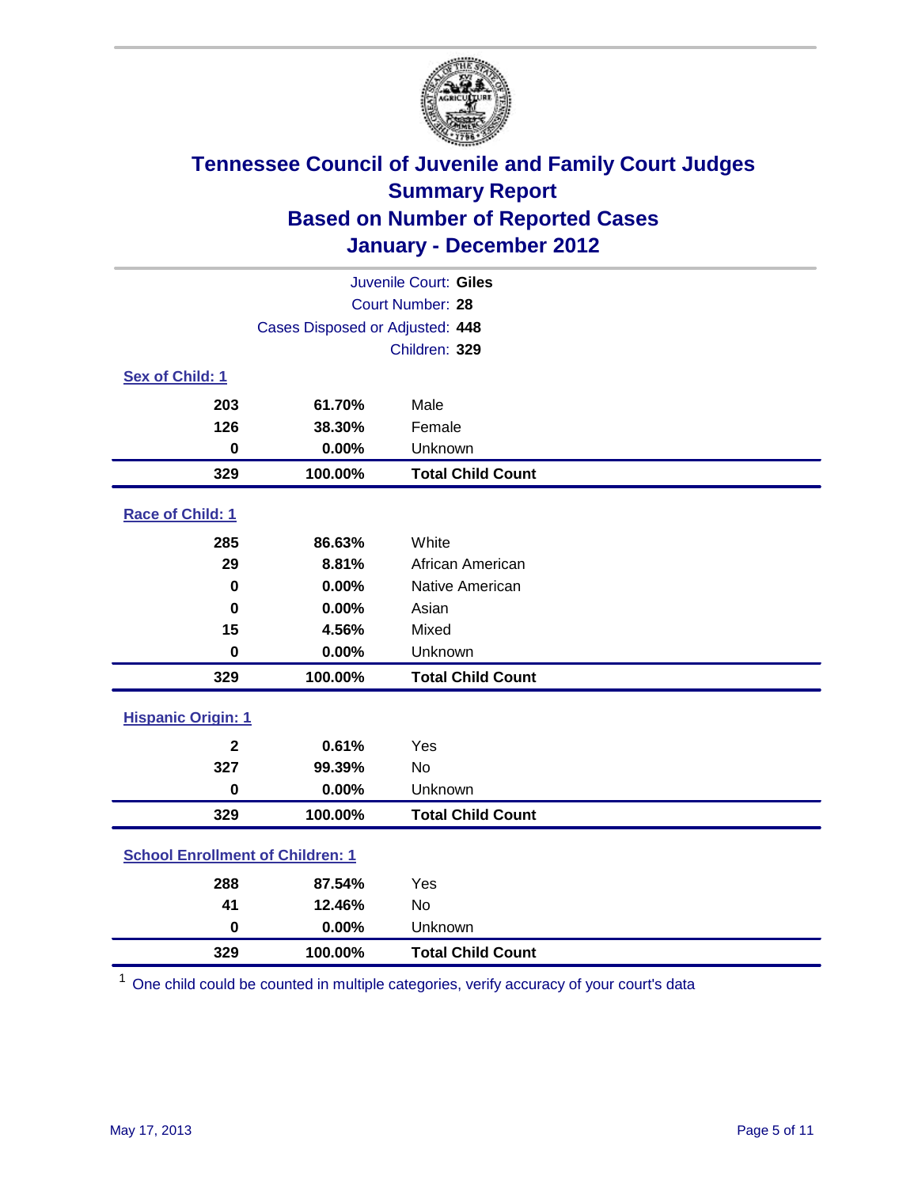# Tennessee Council of Juvenile and Family Court Judges
## Summary Report
## Based on Number of Reported Cases
## January - December 2012

Juvenile Court: **Giles**
Court Number: **28**
Cases Disposed or Adjusted: **448**
Children: **329**

### Sex of Child: 1

| | | |
|---|---|---|
| 203 | 61.70% | Male |
| 126 | 38.30% | Female |
| 0 | 0.00% | Unknown |
| **329** | **100.00%** | **Total Child Count** |

### Race of Child: 1

| | | |
|---|---|---|
| 285 | 86.63% | White |
| 29 | 8.81% | African American |
| 0 | 0.00% | Native American |
| 0 | 0.00% | Asian |
| 15 | 4.56% | Mixed |
| 0 | 0.00% | Unknown |
| **329** | **100.00%** | **Total Child Count** |

### Hispanic Origin: 1

| | | |
|---|---|---|
| 2 | 0.61% | Yes |
| 327 | 99.39% | No |
| 0 | 0.00% | Unknown |
| **329** | **100.00%** | **Total Child Count** |

### School Enrollment of Children: 1

| | | |
|---|---|---|
| 288 | 87.54% | Yes |
| 41 | 12.46% | No |
| 0 | 0.00% | Unknown |
| **329** | **100.00%** | **Total Child Count** |

[1] One child could be counted in multiple categories, verify accuracy of your court's data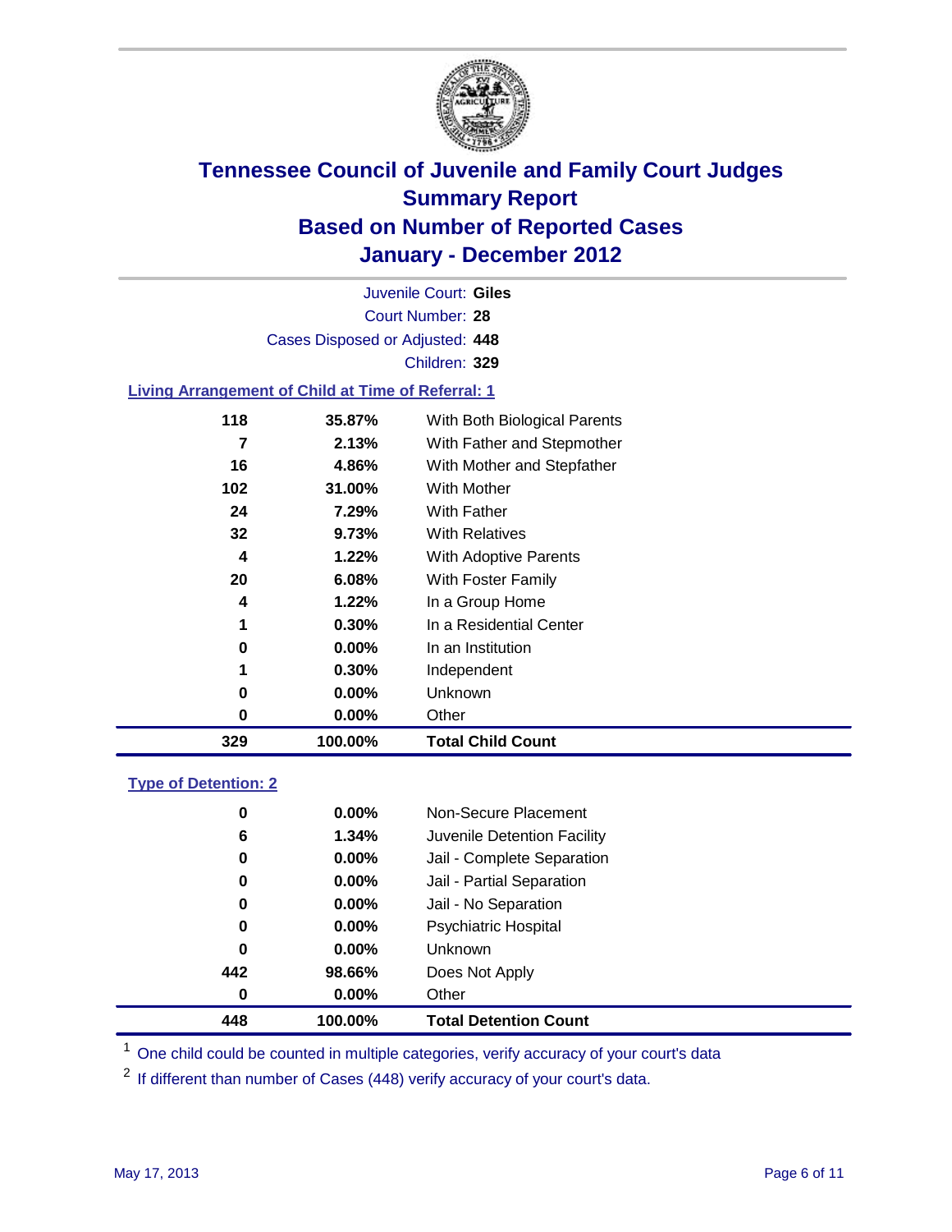# Tennessee Council of Juvenile and Family Court Judges
## Summary Report
## Based on Number of Reported Cases
## January - December 2012

Juvenile Court: **Giles**

Court Number: **28**

Cases Disposed or Adjusted: **448**

Children: **329**

### Living Arrangement of Child at Time of Referral: 1

| | | |
|---|---|---|
| 118 | 35.87% | With Both Biological Parents |
| 7 | 2.13% | With Father and Stepmother |
| 16 | 4.86% | With Mother and Stepfather |
| 102 | 31.00% | With Mother |
| 24 | 7.29% | With Father |
| 32 | 9.73% | With Relatives |
| 4 | 1.22% | With Adoptive Parents |
| 20 | 6.08% | With Foster Family |
| 4 | 1.22% | In a Group Home |
| 1 | 0.30% | In a Residential Center |
| 0 | 0.00% | In an Institution |
| 1 | 0.30% | Independent |
| 0 | 0.00% | Unknown |
| 0 | 0.00% | Other |
| **329** | **100.00%** | **Total Child Count** |

### Type of Detention: 2

| | | |
|---|---|---|
| 0 | 0.00% | Non-Secure Placement |
| 6 | 1.34% | Juvenile Detention Facility |
| 0 | 0.00% | Jail - Complete Separation |
| 0 | 0.00% | Jail - Partial Separation |
| 0 | 0.00% | Jail - No Separation |
| 0 | 0.00% | Psychiatric Hospital |
| 0 | 0.00% | Unknown |
| 442 | 98.66% | Does Not Apply |
| 0 | 0.00% | Other |
| **448** | **100.00%** | **Total Detention Count** |

[1] One child could be counted in multiple categories, verify accuracy of your court's data

[2] If different than number of Cases (448) verify accuracy of your court's data.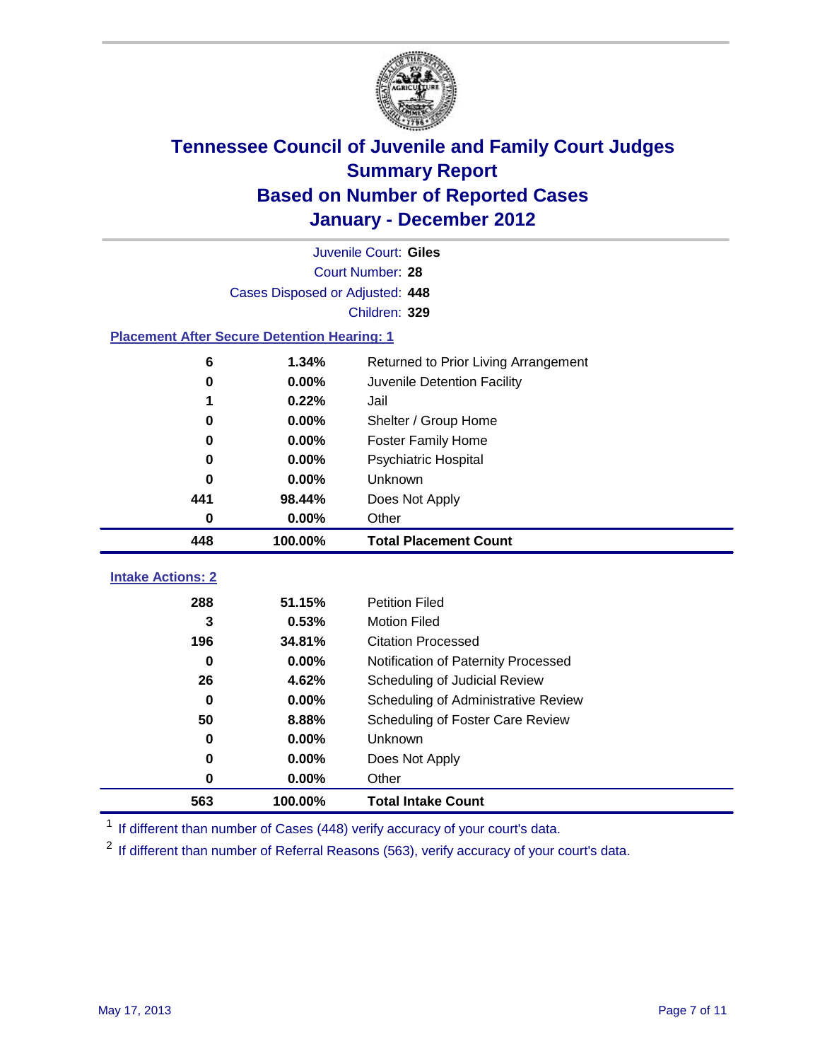# Tennessee Council of Juvenile and Family Court Judges
## Summary Report
## Based on Number of Reported Cases
## January - December 2012

Juvenile Court: **Giles**
Court Number: **28**
Cases Disposed or Adjusted: **448**
Children: **329**

### Placement After Secure Detention Hearing: 1

| | | |
|---|---|---|
| 6 | 1.34% | Returned to Prior Living Arrangement |
| 0 | 0.00% | Juvenile Detention Facility |
| 1 | 0.22% | Jail |
| 0 | 0.00% | Shelter / Group Home |
| 0 | 0.00% | Foster Family Home |
| 0 | 0.00% | Psychiatric Hospital |
| 0 | 0.00% | Unknown |
| 441 | 98.44% | Does Not Apply |
| 0 | 0.00% | Other |
| **448** | **100.00%** | **Total Placement Count** |

### Intake Actions: 2

| | | |
|---|---|---|
| 288 | 51.15% | Petition Filed |
| 3 | 0.53% | Motion Filed |
| 196 | 34.81% | Citation Processed |
| 0 | 0.00% | Notification of Paternity Processed |
| 26 | 4.62% | Scheduling of Judicial Review |
| 0 | 0.00% | Scheduling of Administrative Review |
| 50 | 8.88% | Scheduling of Foster Care Review |
| 0 | 0.00% | Unknown |
| 0 | 0.00% | Does Not Apply |
| 0 | 0.00% | Other |
| **563** | **100.00%** | **Total Intake Count** |

[1] If different than number of Cases (448) verify accuracy of your court's data.

[2] If different than number of Referral Reasons (563), verify accuracy of your court's data.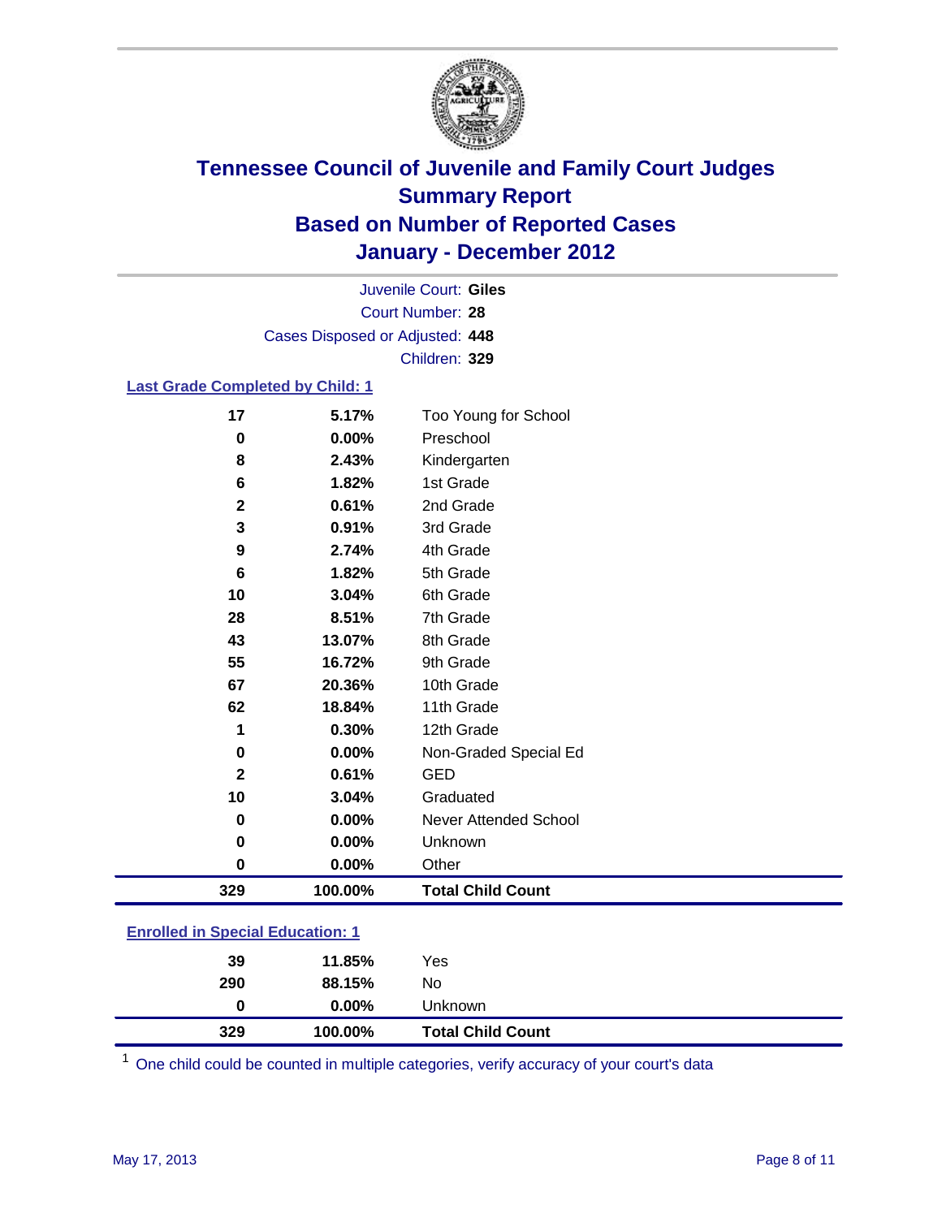# Tennessee Council of Juvenile and Family Court Judges
## Summary Report
## Based on Number of Reported Cases
## January - December 2012

Juvenile Court: **Giles**
Court Number: **28**
Cases Disposed or Adjusted: **448**
Children: **329**

### Last Grade Completed by Child: 1

| | | |
|---|---|---|
| 17 | 5.17% | Too Young for School |
| 0 | 0.00% | Preschool |
| 8 | 2.43% | Kindergarten |
| 6 | 1.82% | 1st Grade |
| 2 | 0.61% | 2nd Grade |
| 3 | 0.91% | 3rd Grade |
| 9 | 2.74% | 4th Grade |
| 6 | 1.82% | 5th Grade |
| 10 | 3.04% | 6th Grade |
| 28 | 8.51% | 7th Grade |
| 43 | 13.07% | 8th Grade |
| 55 | 16.72% | 9th Grade |
| 67 | 20.36% | 10th Grade |
| 62 | 18.84% | 11th Grade |
| 1 | 0.30% | 12th Grade |
| 0 | 0.00% | Non-Graded Special Ed |
| 2 | 0.61% | GED |
| 10 | 3.04% | Graduated |
| 0 | 0.00% | Never Attended School |
| 0 | 0.00% | Unknown |
| 0 | 0.00% | Other |
| **329** | **100.00%** | **Total Child Count** |

### Enrolled in Special Education: 1

| | | |
|---|---|---|
| 39 | 11.85% | Yes |
| 290 | 88.15% | No |
| 0 | 0.00% | Unknown |
| **329** | **100.00%** | **Total Child Count** |

[1] One child could be counted in multiple categories, verify accuracy of your court's data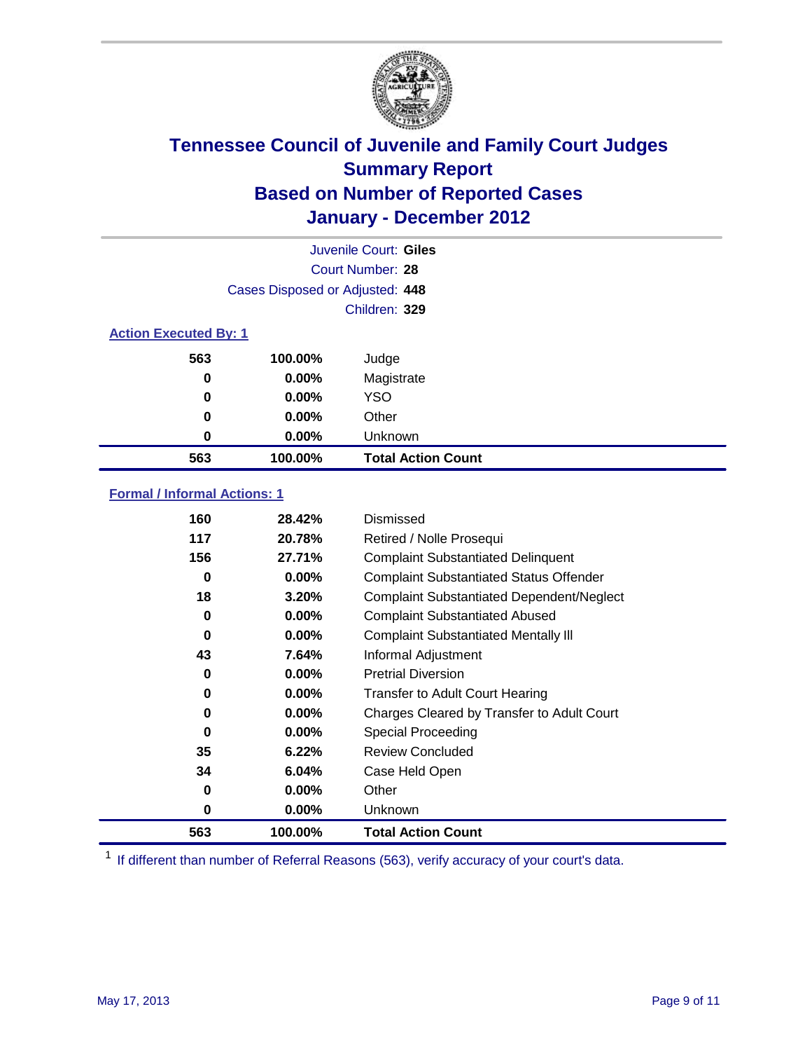# Tennessee Council of Juvenile and Family Court Judges
## Summary Report
## Based on Number of Reported Cases
## January - December 2012

Juvenile Court: **Giles**

Court Number: **28**

Cases Disposed or Adjusted: **448**

Children: **329**

### Action Executed By: 1

| | | |
|---|---|---|
| 563 | 100.00% | Judge |
| 0 | 0.00% | Magistrate |
| 0 | 0.00% | YSO |
| 0 | 0.00% | Other |
| 0 | 0.00% | Unknown |
| **563** | **100.00%** | **Total Action Count** |

### Formal / Informal Actions: 1

| | | |
|---|---|---|
| 160 | 28.42% | Dismissed |
| 117 | 20.78% | Retired / Nolle Prosequi |
| 156 | 27.71% | Complaint Substantiated Delinquent |
| 0 | 0.00% | Complaint Substantiated Status Offender |
| 18 | 3.20% | Complaint Substantiated Dependent/Neglect |
| 0 | 0.00% | Complaint Substantiated Abused |
| 0 | 0.00% | Complaint Substantiated Mentally Ill |
| 43 | 7.64% | Informal Adjustment |
| 0 | 0.00% | Pretrial Diversion |
| 0 | 0.00% | Transfer to Adult Court Hearing |
| 0 | 0.00% | Charges Cleared by Transfer to Adult Court |
| 0 | 0.00% | Special Proceeding |
| 35 | 6.22% | Review Concluded |
| 34 | 6.04% | Case Held Open |
| 0 | 0.00% | Other |
| 0 | 0.00% | Unknown |
| **563** | **100.00%** | **Total Action Count** |

[1] If different than number of Referral Reasons (563), verify accuracy of your court's data.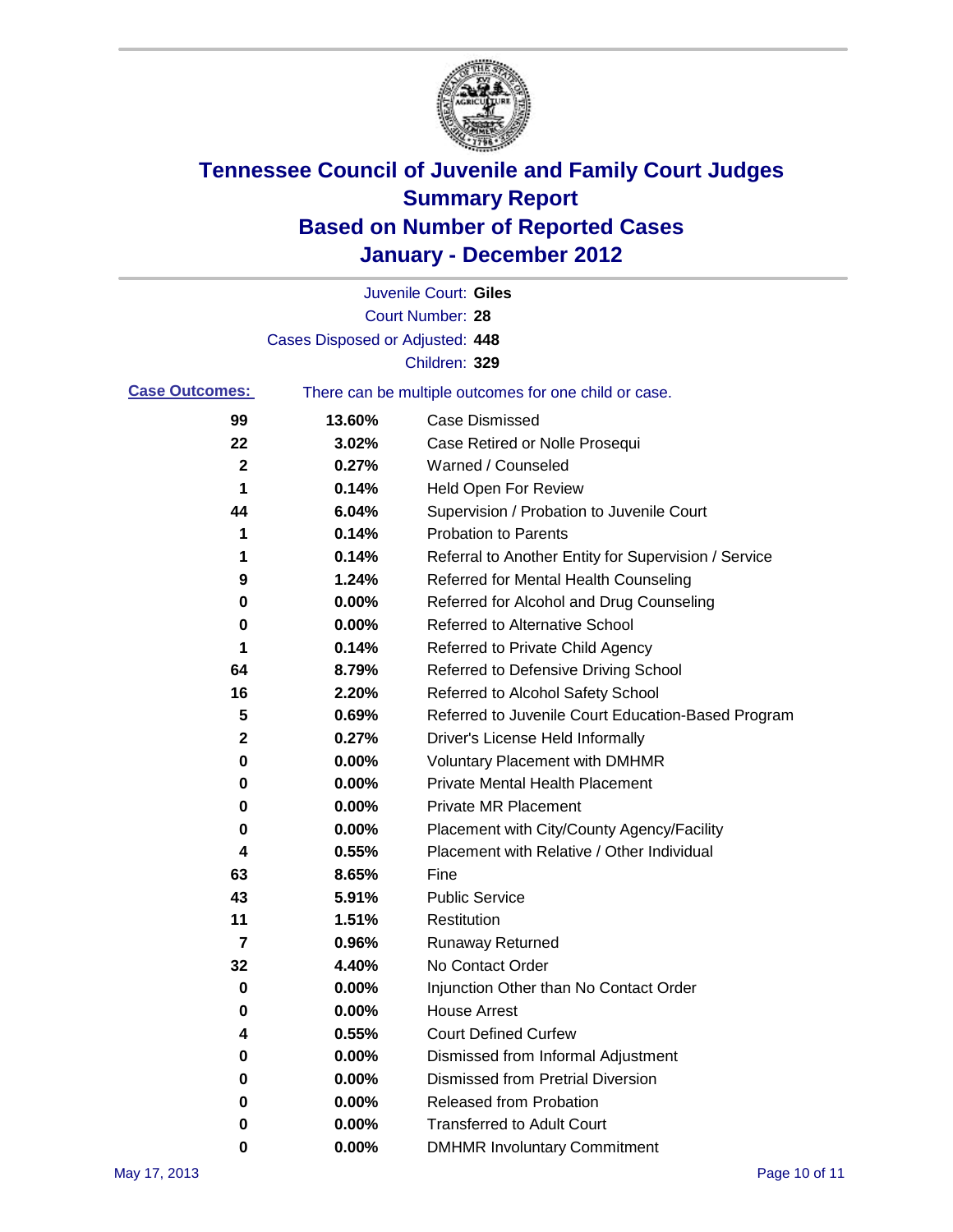# Tennessee Council of Juvenile and Family Court Judges
## Summary Report
## Based on Number of Reported Cases
## January - December 2012

Juvenile Court: **Giles**
Court Number: **28**
Cases Disposed or Adjusted: **448**
Children: **329**

**Case Outcomes:** There can be multiple outcomes for one child or case.

| | | |
|---|---|---|
| 99 | 13.60% | Case Dismissed |
| 22 | 3.02% | Case Retired or Nolle Prosequi |
| 2 | 0.27% | Warned / Counseled |
| 1 | 0.14% | Held Open For Review |
| 44 | 6.04% | Supervision / Probation to Juvenile Court |
| 1 | 0.14% | Probation to Parents |
| 1 | 0.14% | Referral to Another Entity for Supervision / Service |
| 9 | 1.24% | Referred for Mental Health Counseling |
| 0 | 0.00% | Referred for Alcohol and Drug Counseling |
| 0 | 0.00% | Referred to Alternative School |
| 1 | 0.14% | Referred to Private Child Agency |
| 64 | 8.79% | Referred to Defensive Driving School |
| 16 | 2.20% | Referred to Alcohol Safety School |
| 5 | 0.69% | Referred to Juvenile Court Education-Based Program |
| 2 | 0.27% | Driver's License Held Informally |
| 0 | 0.00% | Voluntary Placement with DMHMR |
| 0 | 0.00% | Private Mental Health Placement |
| 0 | 0.00% | Private MR Placement |
| 0 | 0.00% | Placement with City/County Agency/Facility |
| 4 | 0.55% | Placement with Relative / Other Individual |
| 63 | 8.65% | Fine |
| 43 | 5.91% | Public Service |
| 11 | 1.51% | Restitution |
| 7 | 0.96% | Runaway Returned |
| 32 | 4.40% | No Contact Order |
| 0 | 0.00% | Injunction Other than No Contact Order |
| 0 | 0.00% | House Arrest |
| 4 | 0.55% | Court Defined Curfew |
| 0 | 0.00% | Dismissed from Informal Adjustment |
| 0 | 0.00% | Dismissed from Pretrial Diversion |
| 0 | 0.00% | Released from Probation |
| 0 | 0.00% | Transferred to Adult Court |
| 0 | 0.00% | DMHMR Involuntary Commitment |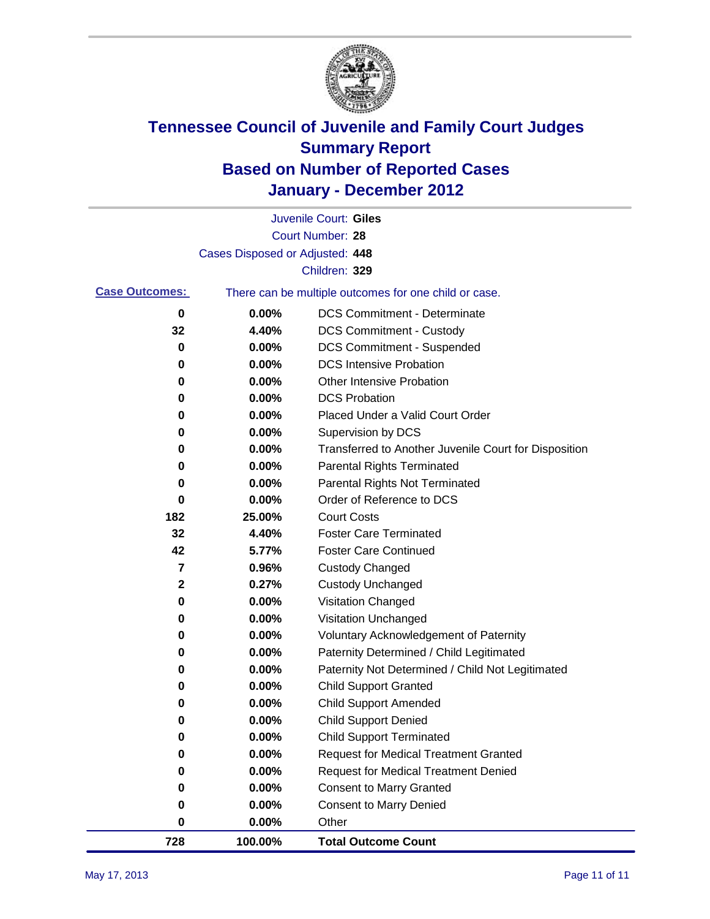# Tennessee Council of Juvenile and Family Court Judges
# Summary Report
# Based on Number of Reported Cases
# January - December 2012

Juvenile Court: **Giles**

Court Number: **28**

Cases Disposed or Adjusted: **448**

Children: **329**

**Case Outcomes:** There can be multiple outcomes for one child or case.

| | | |
|---|---|---|
| 0 | 0.00% | DCS Commitment - Determinate |
| 32 | 4.40% | DCS Commitment - Custody |
| 0 | 0.00% | DCS Commitment - Suspended |
| 0 | 0.00% | DCS Intensive Probation |
| 0 | 0.00% | Other Intensive Probation |
| 0 | 0.00% | DCS Probation |
| 0 | 0.00% | Placed Under a Valid Court Order |
| 0 | 0.00% | Supervision by DCS |
| 0 | 0.00% | Transferred to Another Juvenile Court for Disposition |
| 0 | 0.00% | Parental Rights Terminated |
| 0 | 0.00% | Parental Rights Not Terminated |
| 0 | 0.00% | Order of Reference to DCS |
| 182 | 25.00% | Court Costs |
| 32 | 4.40% | Foster Care Terminated |
| 42 | 5.77% | Foster Care Continued |
| 7 | 0.96% | Custody Changed |
| 2 | 0.27% | Custody Unchanged |
| 0 | 0.00% | Visitation Changed |
| 0 | 0.00% | Visitation Unchanged |
| 0 | 0.00% | Voluntary Acknowledgement of Paternity |
| 0 | 0.00% | Paternity Determined / Child Legitimated |
| 0 | 0.00% | Paternity Not Determined / Child Not Legitimated |
| 0 | 0.00% | Child Support Granted |
| 0 | 0.00% | Child Support Amended |
| 0 | 0.00% | Child Support Denied |
| 0 | 0.00% | Child Support Terminated |
| 0 | 0.00% | Request for Medical Treatment Granted |
| 0 | 0.00% | Request for Medical Treatment Denied |
| 0 | 0.00% | Consent to Marry Granted |
| 0 | 0.00% | Consent to Marry Denied |
| 0 | 0.00% | Other |
| **728** | **100.00%** | **Total Outcome Count** |